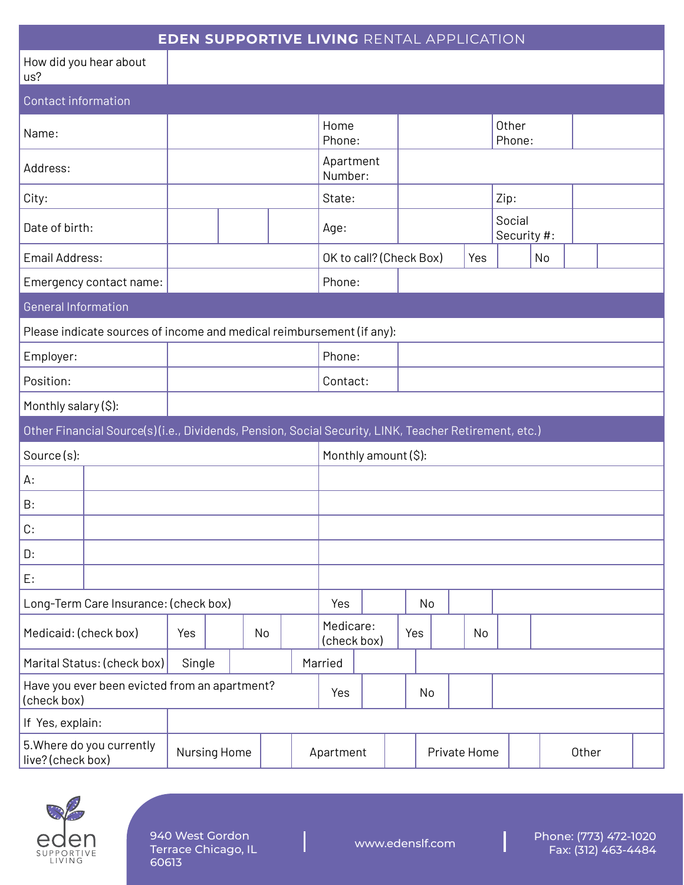# EDEN SUPPORTIVE LIVING RENTAL APPLICATION

| How did you hear about us? | |
|---|---|

## Contact information

| | | | | | |
|---|---|---|---|---|---|
| Name: | | Home Phone: | | Other Phone: | |
| Address: | | Apartment Number: | | | |
| City: | | State: | | Zip: | |
| Date of birth: | | Age: | | Social Security #: | |
| Email Address: | | OK to call? (Check Box) | Yes ☐ | No ☐ | |
| Emergency contact name: | | Phone: | | | |

## General Information

Please indicate sources of income and medical reimbursement (if any):

| | | | |
|---|---|---|---|
| Employer: | | Phone: | |
| Position: | | Contact: | |
| Monthly salary ($): | | | |

## Other Financial Source(s)(i.e., Dividends, Pension, Social Security, LINK, Teacher Retirement, etc.)

| Source (s): | | Monthly amount ($): |
|---|---|---|
| A: | | |
| B: | | |
| C: | | |
| D: | | |
| E: | | |

| | | | | | | | | |
|---|---|---|---|---|---|---|---|---|
| Long-Term Care Insurance: (check box) | Yes ☐ | No ☐ | | | | | | |
| Medicaid: (check box) | Yes ☐ | No ☐ | Medicare: (check box) | Yes ☐ | No ☐ | | | |
| Marital Status: (check box) | Single ☐ | Married ☐ | | | | | | |
| Have you ever been evicted from an apartment? (check box) | Yes ☐ | No ☐ | | | | | | |
| If Yes, explain: | | | | | | | | |
| 5.Where do you currently live? (check box) | Nursing Home ☐ | Apartment ☐ | Private Home ☐ | Other ☐ | | | | |

eden SUPPORTIVE LIVING

940 West Gordon Terrace Chicago, IL 60613 | www.edenslf.com | Phone: (773) 472-1020 Fax: (312) 463-4484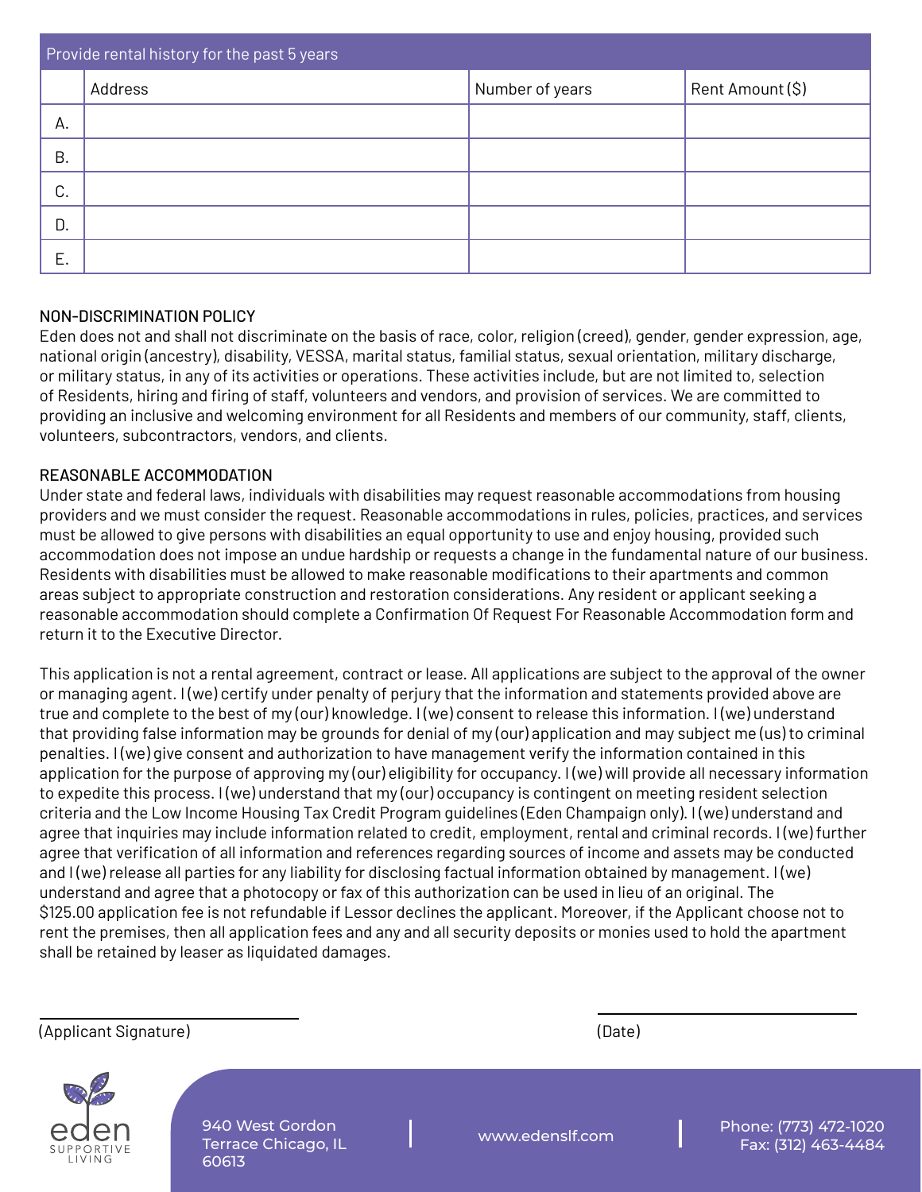| Provide rental history for the past 5 years | | | |
|---|---|---|---|
| | Address | Number of years | Rent Amount ($) |
| A. | | | |
| B. | | | |
| C. | | | |
| D. | | | |
| E. | | | |

NON-DISCRIMINATION POLICY

Eden does not and shall not discriminate on the basis of race, color, religion (creed), gender, gender expression, age, national origin (ancestry), disability, VESSA, marital status, familial status, sexual orientation, military discharge, or military status, in any of its activities or operations. These activities include, but are not limited to, selection of Residents, hiring and firing of staff, volunteers and vendors, and provision of services. We are committed to providing an inclusive and welcoming environment for all Residents and members of our community, staff, clients, volunteers, subcontractors, vendors, and clients.

REASONABLE ACCOMMODATION

Under state and federal laws, individuals with disabilities may request reasonable accommodations from housing providers and we must consider the request. Reasonable accommodations in rules, policies, practices, and services must be allowed to give persons with disabilities an equal opportunity to use and enjoy housing, provided such accommodation does not impose an undue hardship or requests a change in the fundamental nature of our business. Residents with disabilities must be allowed to make reasonable modifications to their apartments and common areas subject to appropriate construction and restoration considerations. Any resident or applicant seeking a reasonable accommodation should complete a Confirmation Of Request For Reasonable Accommodation form and return it to the Executive Director.

This application is not a rental agreement, contract or lease. All applications are subject to the approval of the owner or managing agent. I (we) certify under penalty of perjury that the information and statements provided above are true and complete to the best of my (our) knowledge. I (we) consent to release this information. I (we) understand that providing false information may be grounds for denial of my (our) application and may subject me (us) to criminal penalties. I (we) give consent and authorization to have management verify the information contained in this application for the purpose of approving my (our) eligibility for occupancy. I (we) will provide all necessary information to expedite this process. I (we) understand that my (our) occupancy is contingent on meeting resident selection criteria and the Low Income Housing Tax Credit Program guidelines (Eden Champaign only). I (we) understand and agree that inquiries may include information related to credit, employment, rental and criminal records. I (we) further agree that verification of all information and references regarding sources of income and assets may be conducted and I (we) release all parties for any liability for disclosing factual information obtained by management. I (we) understand and agree that a photocopy or fax of this authorization can be used in lieu of an original. The $125.00 application fee is not refundable if Lessor declines the applicant. Moreover, if the Applicant choose not to rent the premises, then all application fees and any and all security deposits or monies used to hold the apartment shall be retained by leaser as liquidated damages.

_________________________ (Applicant Signature)

_________________________ (Date)

eden SUPPORTIVE LIVING

940 West Gordon Terrace Chicago, IL 60613 | www.edenslf.com | Phone: (773) 472-1020 Fax: (312) 463-4484